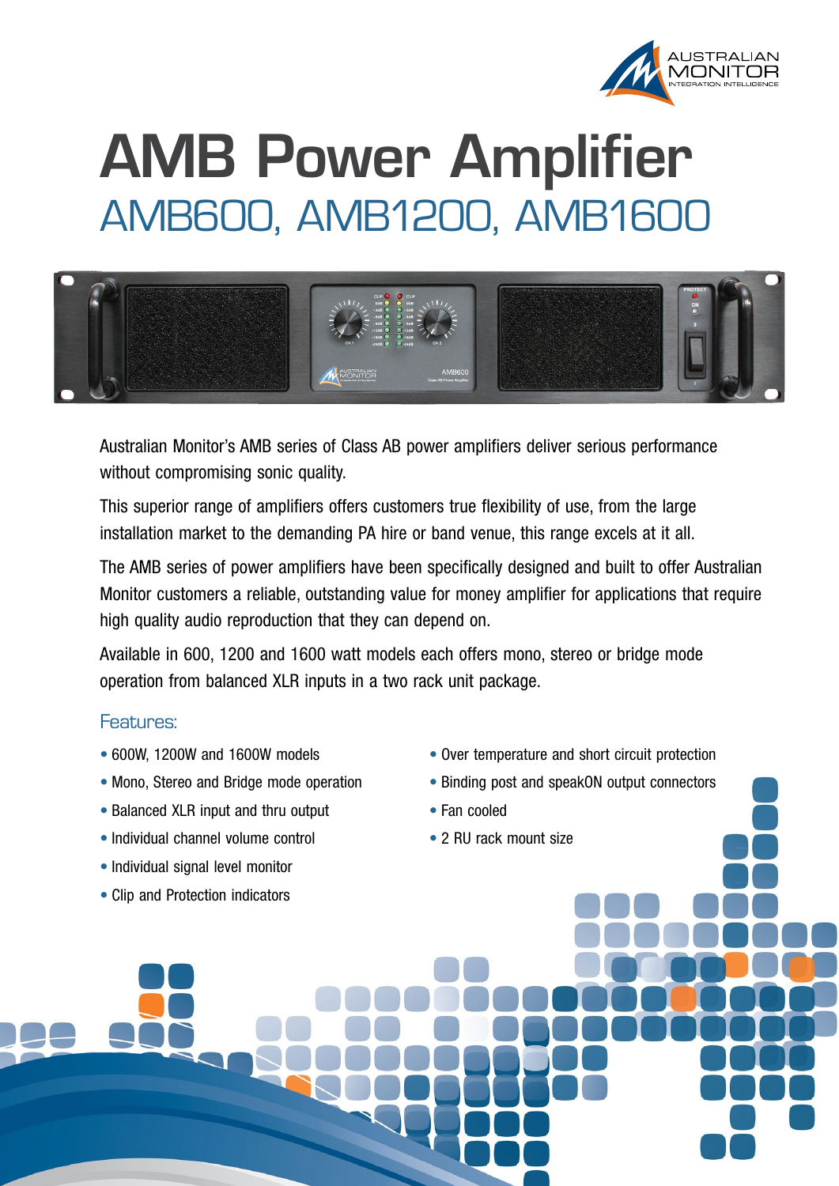# AMB Power Amplifier

## AMB600, AMB1200, AMB1600

Australian Monitor's AMB series of Class AB power amplifiers deliver serious performance without compromising sonic quality.

This superior range of amplifiers offers customers true flexibility of use, from the large installation market to the demanding PA hire or band venue, this range excels at it all.

The AMB series of power amplifiers have been specifically designed and built to offer Australian Monitor customers a reliable, outstanding value for money amplifier for applications that require high quality audio reproduction that they can depend on.

Available in 600, 1200 and 1600 watt models each offers mono, stereo or bridge mode operation from balanced XLR inputs in a two rack unit package.

### Features:

- 600W, 1200W and 1600W models
- Mono, Stereo and Bridge mode operation
- Balanced XLR input and thru output
- Individual channel volume control
- Individual signal level monitor
- Clip and Protection indicators
- Over temperature and short circuit protection
- Binding post and speakON output connectors
- Fan cooled
- 2 RU rack mount size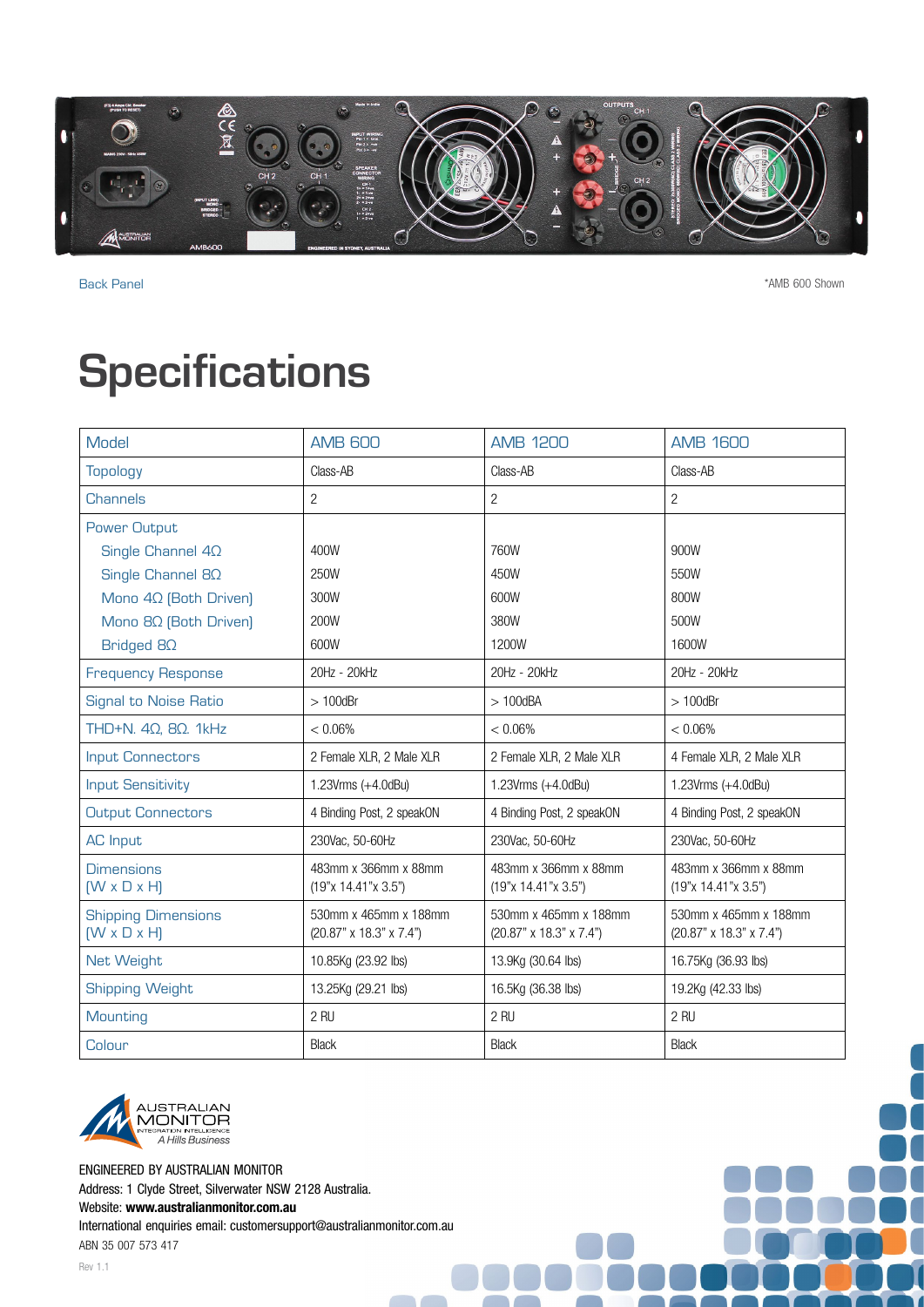Back Panel

*AMB 600 Shown

# Specifications

| Model | AMB 600 | AMB 1200 | AMB 1600 |
|---|---|---|---|
| Topology | Class-AB | Class-AB | Class-AB |
| Channels | 2 | 2 | 2 |
| Power Output | | | |
| Single Channel 4Ω | 400W | 760W | 900W |
| Single Channel 8Ω | 250W | 450W | 550W |
| Mono 4Ω (Both Driven) | 300W | 600W | 800W |
| Mono 8Ω (Both Driven) | 200W | 380W | 500W |
| Bridged 8Ω | 600W | 1200W | 1600W |
| Frequency Response | 20Hz - 20kHz | 20Hz - 20kHz | 20Hz - 20kHz |
| Signal to Noise Ratio | > 100dBr | > 100dBA | > 100dBr |
| THD+N. 4Ω, 8Ω. 1kHz | < 0.06% | < 0.06% | < 0.06% |
| Input Connectors | 2 Female XLR, 2 Male XLR | 2 Female XLR, 2 Male XLR | 4 Female XLR, 2 Male XLR |
| Input Sensitivity | 1.23Vrms (+4.0dBu) | 1.23Vrms (+4.0dBu) | 1.23Vrms (+4.0dBu) |
| Output Connectors | 4 Binding Post, 2 speakON | 4 Binding Post, 2 speakON | 4 Binding Post, 2 speakON |
| AC Input | 230Vac, 50-60Hz | 230Vac, 50-60Hz | 230Vac, 50-60Hz |
| Dimensions (W x D x H) | 483mm x 366mm x 88mm (19"x 14.41"x 3.5") | 483mm x 366mm x 88mm (19"x 14.41"x 3.5") | 483mm x 366mm x 88mm (19"x 14.41"x 3.5") |
| Shipping Dimensions (W x D x H) | 530mm x 465mm x 188mm (20.87" x 18.3" x 7.4") | 530mm x 465mm x 188mm (20.87" x 18.3" x 7.4") | 530mm x 465mm x 188mm (20.87" x 18.3" x 7.4") |
| Net Weight | 10.85Kg (23.92 lbs) | 13.9Kg (30.64 lbs) | 16.75Kg (36.93 lbs) |
| Shipping Weight | 13.25Kg (29.21 lbs) | 16.5Kg (36.38 lbs) | 19.2Kg (42.33 lbs) |
| Mounting | 2 RU | 2 RU | 2 RU |
| Colour | Black | Black | Black |

AUSTRALIAN MONITOR
INTEGRATION INTELLIGENCE
*A Hills Business*

ENGINEERED BY AUSTRALIAN MONITOR
Address: 1 Clyde Street, Silverwater NSW 2128 Australia.
Website: **www.australianmonitor.com.au**
International enquiries email: customersupport@australianmonitor.com.au
ABN 35 007 573 417

Rev 1.1